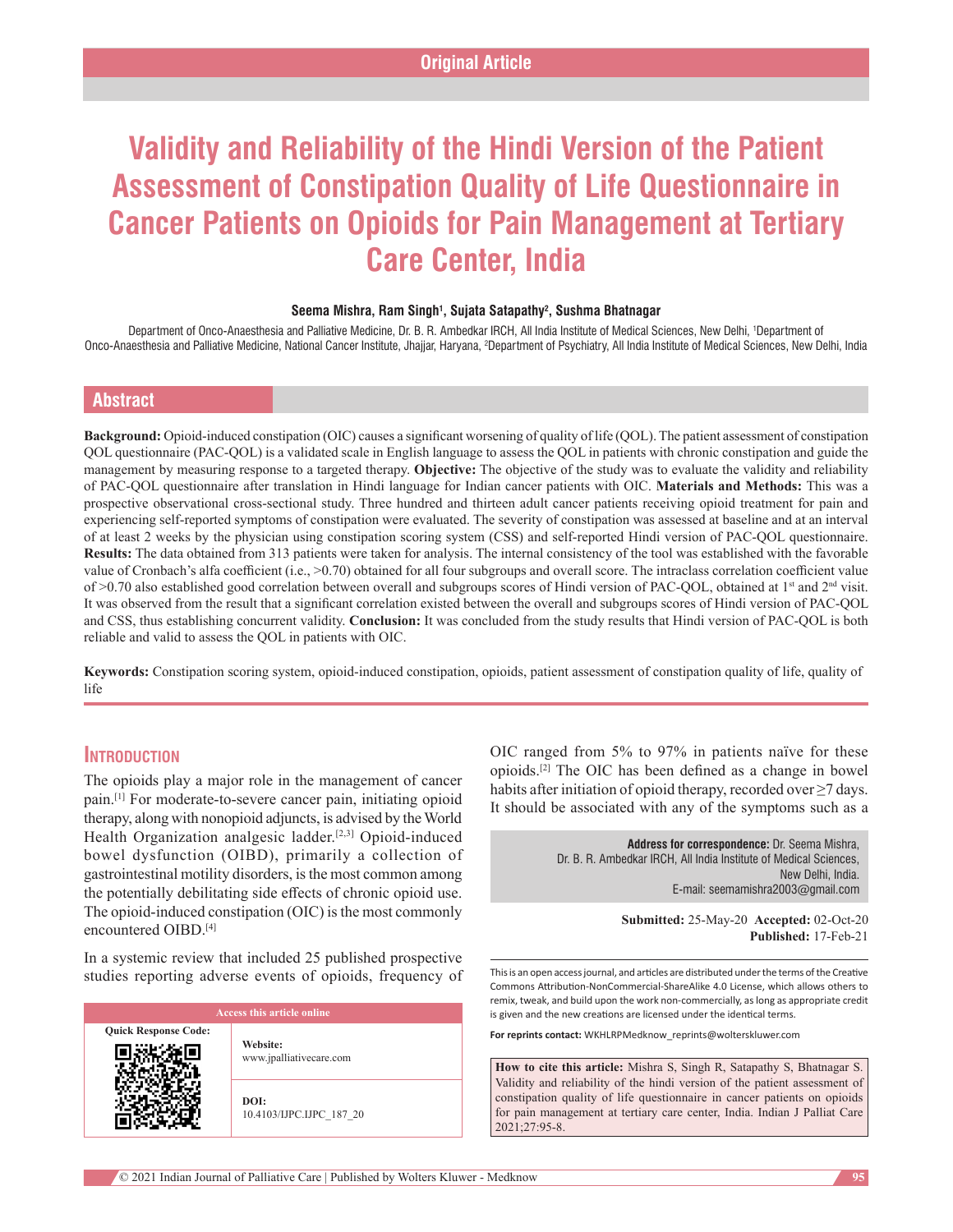Original Article

# Validity and Reliability of the Hindi Version of the Patient Assessment of Constipation Quality of Life Questionnaire in Cancer Patients on Opioids for Pain Management at Tertiary Care Center, India

**Seema Mishra, Ram Singh[1], Sujata Satapathy[2], Sushma Bhatnagar**

Department of Onco-Anaesthesia and Palliative Medicine, Dr. B. R. Ambedkar IRCH, All India Institute of Medical Sciences, New Delhi, [1]Department of Onco-Anaesthesia and Palliative Medicine, National Cancer Institute, Jhajjar, Haryana, [2]Department of Psychiatry, All India Institute of Medical Sciences, New Delhi, India

## Abstract

**Background:** Opioid-induced constipation (OIC) causes a significant worsening of quality of life (QOL). The patient assessment of constipation QOL questionnaire (PAC-QOL) is a validated scale in English language to assess the QOL in patients with chronic constipation and guide the management by measuring response to a targeted therapy. **Objective:** The objective of the study was to evaluate the validity and reliability of PAC-QOL questionnaire after translation in Hindi language for Indian cancer patients with OIC. **Materials and Methods:** This was a prospective observational cross-sectional study. Three hundred and thirteen adult cancer patients receiving opioid treatment for pain and experiencing self-reported symptoms of constipation were evaluated. The severity of constipation was assessed at baseline and at an interval of at least 2 weeks by the physician using constipation scoring system (CSS) and self-reported Hindi version of PAC-QOL questionnaire. **Results:** The data obtained from 313 patients were taken for analysis. The internal consistency of the tool was established with the favorable value of Cronbach's alfa coefficient (i.e., >0.70) obtained for all four subgroups and overall score. The intraclass correlation coefficient value of >0.70 also established good correlation between overall and subgroups scores of Hindi version of PAC-QOL, obtained at 1st and 2nd visit. It was observed from the result that a significant correlation existed between the overall and subgroups scores of Hindi version of PAC-QOL and CSS, thus establishing concurrent validity. **Conclusion:** It was concluded from the study results that Hindi version of PAC-QOL is both reliable and valid to assess the QOL in patients with OIC.

**Keywords:** Constipation scoring system, opioid-induced constipation, opioids, patient assessment of constipation quality of life, quality of life

## Introduction

The opioids play a major role in the management of cancer pain.[1] For moderate-to-severe cancer pain, initiating opioid therapy, along with nonopioid adjuncts, is advised by the World Health Organization analgesic ladder.[2,3] Opioid-induced bowel dysfunction (OIBD), primarily a collection of gastrointestinal motility disorders, is the most common among the potentially debilitating side effects of chronic opioid use. The opioid-induced constipation (OIC) is the most commonly encountered OIBD.[4]

In a systemic review that included 25 published prospective studies reporting adverse events of opioids, frequency of OIC ranged from 5% to 97% in patients naïve for these opioids.[2] The OIC has been defined as a change in bowel habits after initiation of opioid therapy, recorded over ≥7 days. It should be associated with any of the symptoms such as a

**Address for correspondence:** Dr. Seema Mishra, Dr. B. R. Ambedkar IRCH, All India Institute of Medical Sciences, New Delhi, India. E-mail: seemamishra2003@gmail.com

**Submitted:** 25-May-20 **Accepted:** 02-Oct-20 **Published:** 17-Feb-21

| Access this article online | |
|---|---|
| Quick Response Code: | Website: www.jpalliativecare.com |
| | DOI: 10.4103/IJPC.IJPC_187_20 |

This is an open access journal, and articles are distributed under the terms of the Creative Commons Attribution-NonCommercial-ShareAlike 4.0 License, which allows others to remix, tweak, and build upon the work non-commercially, as long as appropriate credit is given and the new creations are licensed under the identical terms.

**For reprints contact:** WKHLRPMedknow_reprints@wolterskluwer.com

**How to cite this article:** Mishra S, Singh R, Satapathy S, Bhatnagar S. Validity and reliability of the hindi version of the patient assessment of constipation quality of life questionnaire in cancer patients on opioids for pain management at tertiary care center, India. Indian J Palliat Care 2021;27:95-8.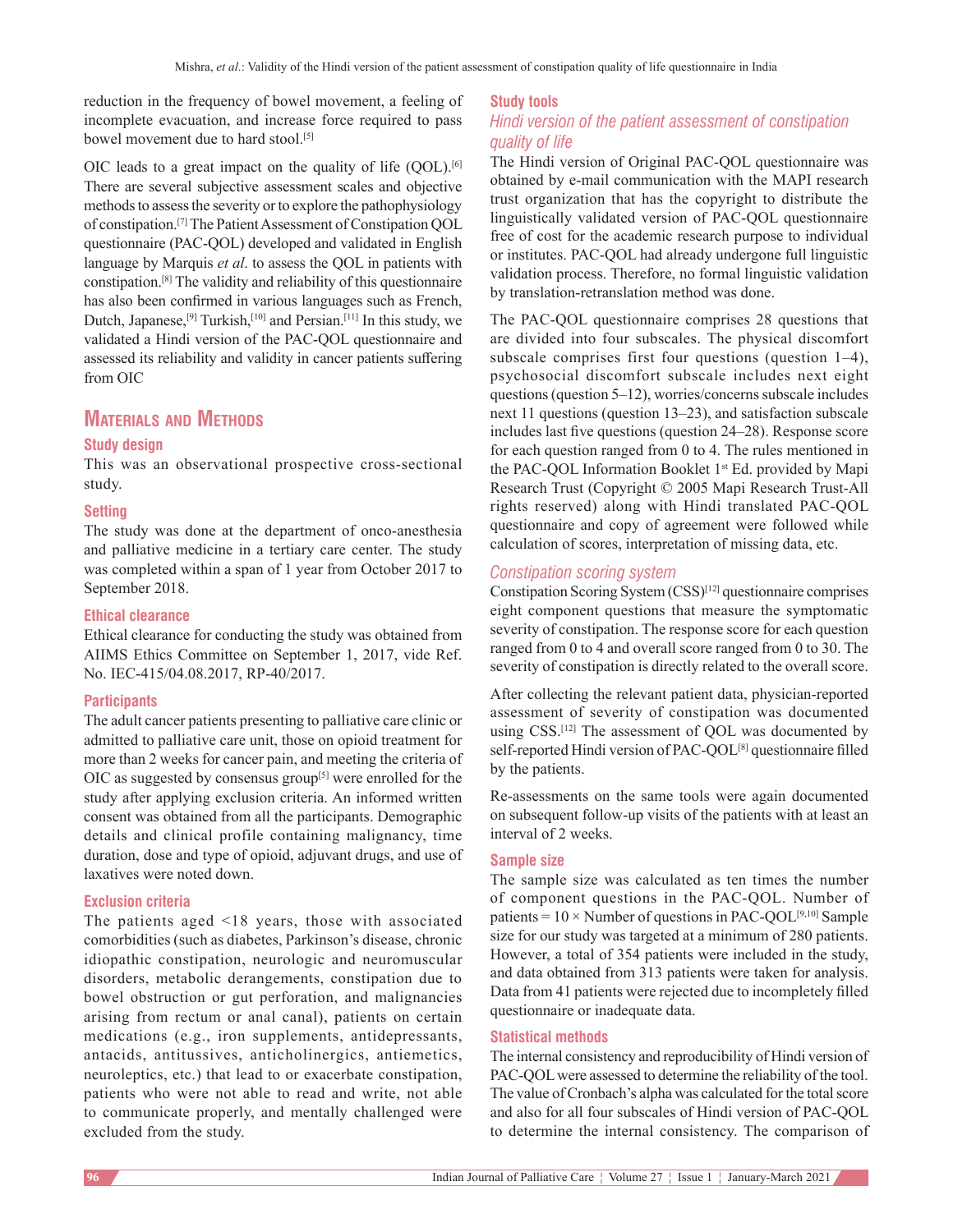reduction in the frequency of bowel movement, a feeling of incomplete evacuation, and increase force required to pass bowel movement due to hard stool.[5]

OIC leads to a great impact on the quality of life (QOL).[6] There are several subjective assessment scales and objective methods to assess the severity or to explore the pathophysiology of constipation.[7] The Patient Assessment of Constipation QOL questionnaire (PAC-QOL) developed and validated in English language by Marquis *et al*. to assess the QOL in patients with constipation.[8] The validity and reliability of this questionnaire has also been confirmed in various languages such as French, Dutch, Japanese,[9] Turkish,[10] and Persian.[11] In this study, we validated a Hindi version of the PAC-QOL questionnaire and assessed its reliability and validity in cancer patients suffering from OIC

## Materials and Methods

### Study design

This was an observational prospective cross-sectional study.

### Setting

The study was done at the department of onco-anesthesia and palliative medicine in a tertiary care center. The study was completed within a span of 1 year from October 2017 to September 2018.

### Ethical clearance

Ethical clearance for conducting the study was obtained from AIIMS Ethics Committee on September 1, 2017, vide Ref. No. IEC-415/04.08.2017, RP-40/2017.

### Participants

The adult cancer patients presenting to palliative care clinic or admitted to palliative care unit, those on opioid treatment for more than 2 weeks for cancer pain, and meeting the criteria of OIC as suggested by consensus group[5] were enrolled for the study after applying exclusion criteria. An informed written consent was obtained from all the participants. Demographic details and clinical profile containing malignancy, time duration, dose and type of opioid, adjuvant drugs, and use of laxatives were noted down.

### Exclusion criteria

The patients aged <18 years, those with associated comorbidities (such as diabetes, Parkinson's disease, chronic idiopathic constipation, neurologic and neuromuscular disorders, metabolic derangements, constipation due to bowel obstruction or gut perforation, and malignancies arising from rectum or anal canal), patients on certain medications (e.g., iron supplements, antidepressants, antacids, antitussives, anticholinergics, antiemetics, neuroleptics, etc.) that lead to or exacerbate constipation, patients who were not able to read and write, not able to communicate properly, and mentally challenged were excluded from the study.

### Study tools

#### *Hindi version of the patient assessment of constipation quality of life*

The Hindi version of Original PAC-QOL questionnaire was obtained by e-mail communication with the MAPI research trust organization that has the copyright to distribute the linguistically validated version of PAC-QOL questionnaire free of cost for the academic research purpose to individual or institutes. PAC-QOL had already undergone full linguistic validation process. Therefore, no formal linguistic validation by translation-retranslation method was done.

The PAC-QOL questionnaire comprises 28 questions that are divided into four subscales. The physical discomfort subscale comprises first four questions (question 1–4), psychosocial discomfort subscale includes next eight questions (question 5–12), worries/concerns subscale includes next 11 questions (question 13–23), and satisfaction subscale includes last five questions (question 24–28). Response score for each question ranged from 0 to 4. The rules mentioned in the PAC-QOL Information Booklet 1st Ed. provided by Mapi Research Trust (Copyright © 2005 Mapi Research Trust-All rights reserved) along with Hindi translated PAC-QOL questionnaire and copy of agreement were followed while calculation of scores, interpretation of missing data, etc.

#### *Constipation scoring system*

Constipation Scoring System (CSS)[12] questionnaire comprises eight component questions that measure the symptomatic severity of constipation. The response score for each question ranged from 0 to 4 and overall score ranged from 0 to 30. The severity of constipation is directly related to the overall score.

After collecting the relevant patient data, physician-reported assessment of severity of constipation was documented using CSS.[12] The assessment of QOL was documented by self-reported Hindi version of PAC-QOL[8] questionnaire filled by the patients.

Re-assessments on the same tools were again documented on subsequent follow-up visits of the patients with at least an interval of 2 weeks.

### Sample size

The sample size was calculated as ten times the number of component questions in the PAC-QOL. Number of patients = 10 × Number of questions in PAC-QOL[9,10] Sample size for our study was targeted at a minimum of 280 patients. However, a total of 354 patients were included in the study, and data obtained from 313 patients were taken for analysis. Data from 41 patients were rejected due to incompletely filled questionnaire or inadequate data.

### Statistical methods

The internal consistency and reproducibility of Hindi version of PAC-QOL were assessed to determine the reliability of the tool. The value of Cronbach's alpha was calculated for the total score and also for all four subscales of Hindi version of PAC-QOL to determine the internal consistency. The comparison of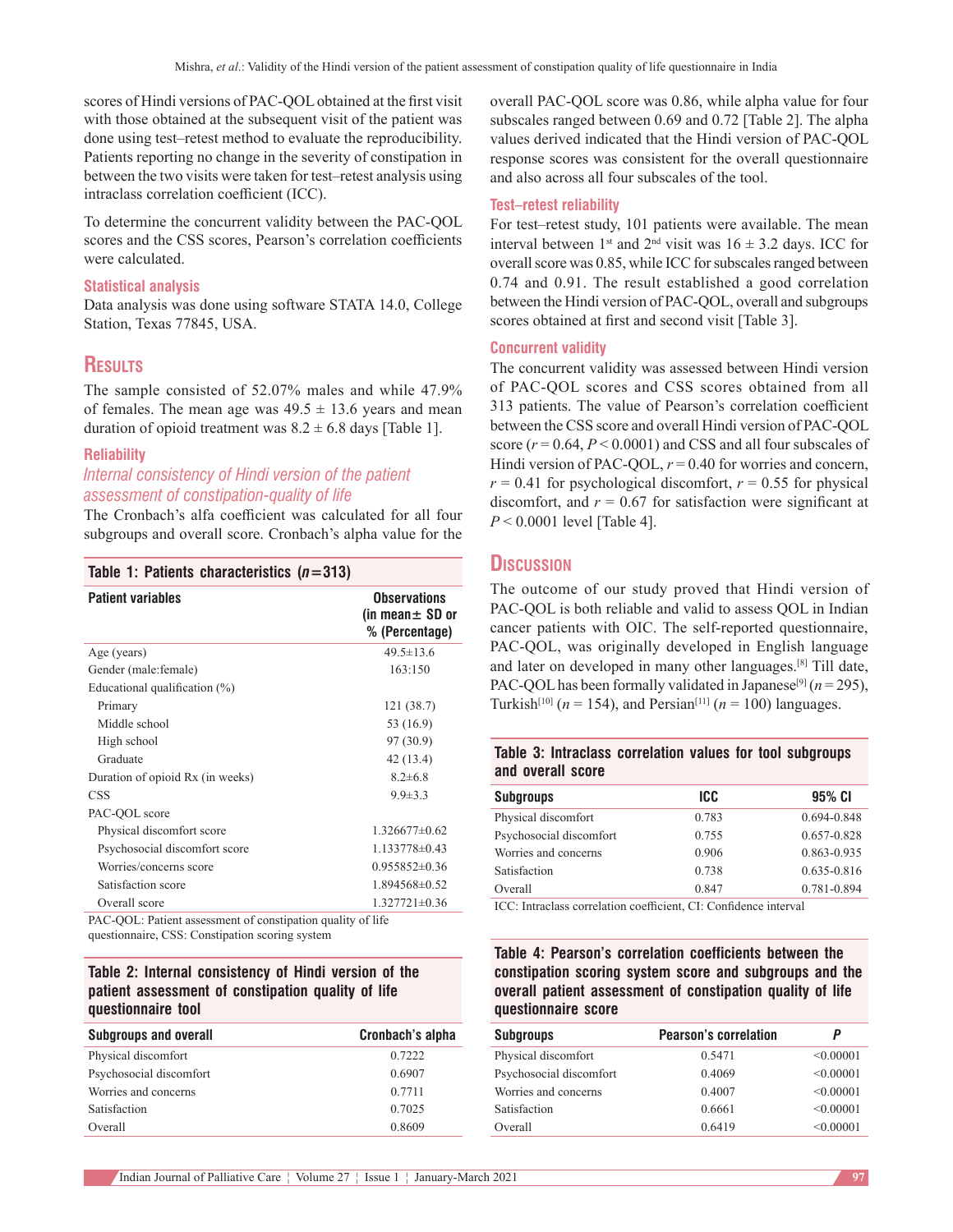scores of Hindi versions of PAC-QOL obtained at the first visit with those obtained at the subsequent visit of the patient was done using test–retest method to evaluate the reproducibility. Patients reporting no change in the severity of constipation in between the two visits were taken for test–retest analysis using intraclass correlation coefficient (ICC).

To determine the concurrent validity between the PAC-QOL scores and the CSS scores, Pearson's correlation coefficients were calculated.

### Statistical analysis

Data analysis was done using software STATA 14.0, College Station, Texas 77845, USA.

## Results

The sample consisted of 52.07% males and while 47.9% of females. The mean age was 49.5 ± 13.6 years and mean duration of opioid treatment was 8.2 ± 6.8 days [Table 1].

### Reliability

#### *Internal consistency of Hindi version of the patient assessment of constipation-quality of life*

The Cronbach's alfa coefficient was calculated for all four subgroups and overall score. Cronbach's alpha value for the overall PAC-QOL score was 0.86, while alpha value for four subscales ranged between 0.69 and 0.72 [Table 2]. The alpha values derived indicated that the Hindi version of PAC-QOL response scores was consistent for the overall questionnaire and also across all four subscales of the tool.

**Table 1: Patients characteristics ($n$=313)**

| Patient variables | Observations (in mean± SD or % (Percentage) |
|---|---|
| Age (years) | 49.5±13.6 |
| Gender (male:female) | 163:150 |
| Educational qualification (%) | |
| Primary | 121 (38.7) |
| Middle school | 53 (16.9) |
| High school | 97 (30.9) |
| Graduate | 42 (13.4) |
| Duration of opioid Rx (in weeks) | 8.2±6.8 |
| CSS | 9.9±3.3 |
| PAC-QOL score | |
| Physical discomfort score | 1.326677±0.62 |
| Psychosocial discomfort score | 1.133778±0.43 |
| Worries/concerns score | 0.955852±0.36 |
| Satisfaction score | 1.894568±0.52 |
| Overall score | 1.327721±0.36 |

PAC-QOL: Patient assessment of constipation quality of life questionnaire, CSS: Constipation scoring system

**Table 2: Internal consistency of Hindi version of the patient assessment of constipation quality of life questionnaire tool**

| Subgroups and overall | Cronbach's alpha |
|---|---|
| Physical discomfort | 0.7222 |
| Psychosocial discomfort | 0.6907 |
| Worries and concerns | 0.7711 |
| Satisfaction | 0.7025 |
| Overall | 0.8609 |

### Test–retest reliability

For test–retest study, 101 patients were available. The mean interval between 1st and 2nd visit was 16 ± 3.2 days. ICC for overall score was 0.85, while ICC for subscales ranged between 0.74 and 0.91. The result established a good correlation between the Hindi version of PAC-QOL, overall and subgroups scores obtained at first and second visit [Table 3].

### Concurrent validity

The concurrent validity was assessed between Hindi version of PAC-QOL scores and CSS scores obtained from all 313 patients. The value of Pearson's correlation coefficient between the CSS score and overall Hindi version of PAC-QOL score ($r$ = 0.64, $P$ < 0.0001) and CSS and all four subscales of Hindi version of PAC-QOL, $r$ = 0.40 for worries and concern, $r$ = 0.41 for psychological discomfort, $r$ = 0.55 for physical discomfort, and $r$ = 0.67 for satisfaction were significant at $P$ < 0.0001 level [Table 4].

## Discussion

The outcome of our study proved that Hindi version of PAC-QOL is both reliable and valid to assess QOL in Indian cancer patients with OIC. The self-reported questionnaire, PAC-QOL, was originally developed in English language and later on developed in many other languages.[8] Till date, PAC-QOL has been formally validated in Japanese[9] ($n$ = 295), Turkish[10] ($n$ = 154), and Persian[11] ($n$ = 100) languages.

**Table 3: Intraclass correlation values for tool subgroups and overall score**

| Subgroups | ICC | 95% CI |
|---|---|---|
| Physical discomfort | 0.783 | 0.694-0.848 |
| Psychosocial discomfort | 0.755 | 0.657-0.828 |
| Worries and concerns | 0.906 | 0.863-0.935 |
| Satisfaction | 0.738 | 0.635-0.816 |
| Overall | 0.847 | 0.781-0.894 |

ICC: Intraclass correlation coefficient, CI: Confidence interval

**Table 4: Pearson's correlation coefficients between the constipation scoring system score and subgroups and the overall patient assessment of constipation quality of life questionnaire score**

| Subgroups | Pearson's correlation | $P$ |
|---|---|---|
| Physical discomfort | 0.5471 | <0.00001 |
| Psychosocial discomfort | 0.4069 | <0.00001 |
| Worries and concerns | 0.4007 | <0.00001 |
| Satisfaction | 0.6661 | <0.00001 |
| Overall | 0.6419 | <0.00001 |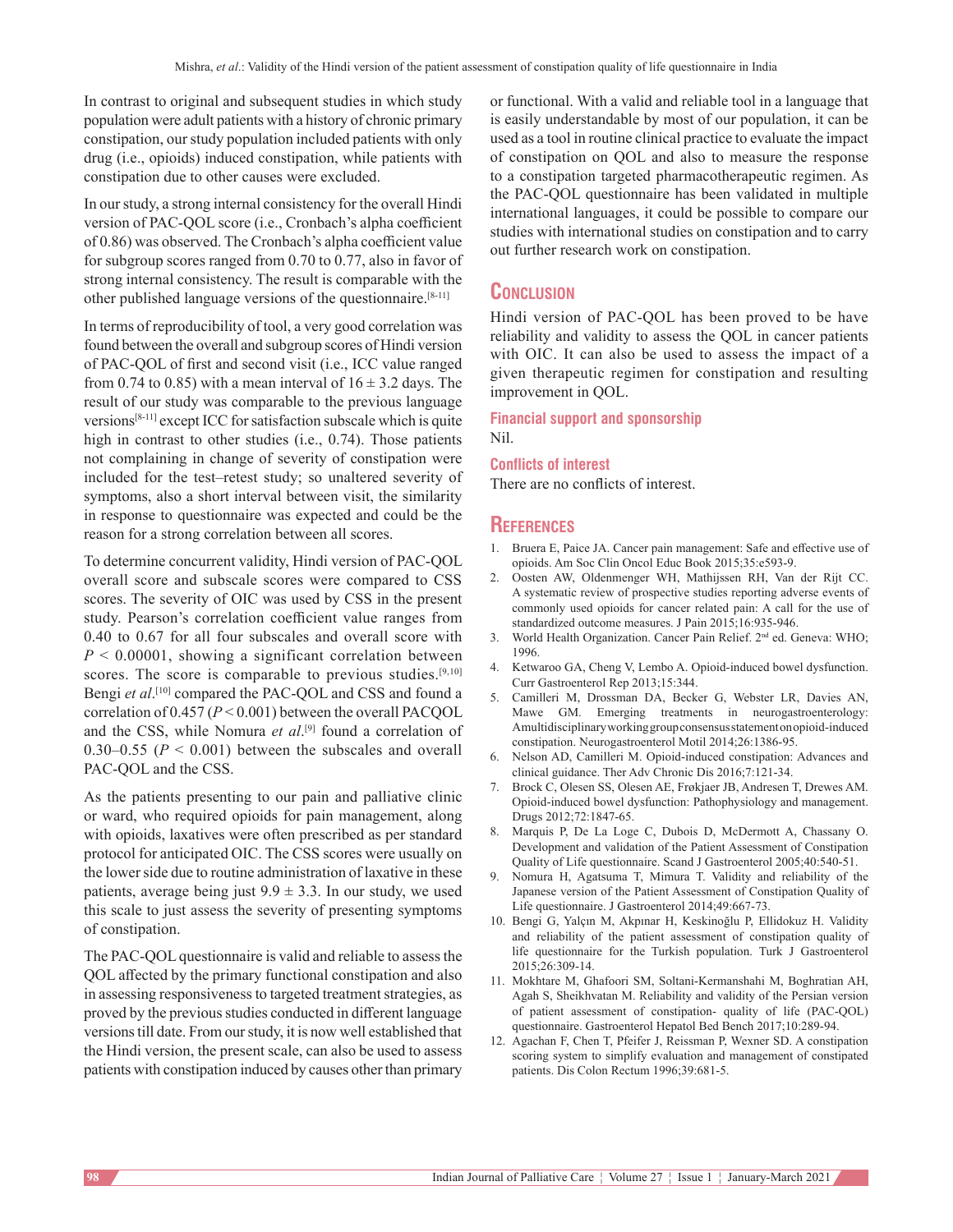In contrast to original and subsequent studies in which study population were adult patients with a history of chronic primary constipation, our study population included patients with only drug (i.e., opioids) induced constipation, while patients with constipation due to other causes were excluded.

In our study, a strong internal consistency for the overall Hindi version of PAC-QOL score (i.e., Cronbach's alpha coefficient of 0.86) was observed. The Cronbach's alpha coefficient value for subgroup scores ranged from 0.70 to 0.77, also in favor of strong internal consistency. The result is comparable with the other published language versions of the questionnaire.[8-11]

In terms of reproducibility of tool, a very good correlation was found between the overall and subgroup scores of Hindi version of PAC-QOL of first and second visit (i.e., ICC value ranged from 0.74 to 0.85) with a mean interval of $16 \pm 3.2$ days. The result of our study was comparable to the previous language versions[8-11] except ICC for satisfaction subscale which is quite high in contrast to other studies (i.e., 0.74). Those patients not complaining in change of severity of constipation were included for the test–retest study; so unaltered severity of symptoms, also a short interval between visit, the similarity in response to questionnaire was expected and could be the reason for a strong correlation between all scores.

To determine concurrent validity, Hindi version of PAC-QOL overall score and subscale scores were compared to CSS scores. The severity of OIC was used by CSS in the present study. Pearson's correlation coefficient value ranges from 0.40 to 0.67 for all four subscales and overall score with $P < 0.00001$, showing a significant correlation between scores. The score is comparable to previous studies.[9,10] Bengi *et al*.[10] compared the PAC-QOL and CSS and found a correlation of 0.457 ($P < 0.001$) between the overall PACQOL and the CSS, while Nomura *et al*.[9] found a correlation of 0.30–0.55 ($P < 0.001$) between the subscales and overall PAC-QOL and the CSS.

As the patients presenting to our pain and palliative clinic or ward, who required opioids for pain management, along with opioids, laxatives were often prescribed as per standard protocol for anticipated OIC. The CSS scores were usually on the lower side due to routine administration of laxative in these patients, average being just $9.9 \pm 3.3$. In our study, we used this scale to just assess the severity of presenting symptoms of constipation.

The PAC-QOL questionnaire is valid and reliable to assess the QOL affected by the primary functional constipation and also in assessing responsiveness to targeted treatment strategies, as proved by the previous studies conducted in different language versions till date. From our study, it is now well established that the Hindi version, the present scale, can also be used to assess patients with constipation induced by causes other than primary or functional. With a valid and reliable tool in a language that is easily understandable by most of our population, it can be used as a tool in routine clinical practice to evaluate the impact of constipation on QOL and also to measure the response to a constipation targeted pharmacotherapeutic regimen. As the PAC-QOL questionnaire has been validated in multiple international languages, it could be possible to compare our studies with international studies on constipation and to carry out further research work on constipation.

## Conclusion

Hindi version of PAC-QOL has been proved to be have reliability and validity to assess the QOL in cancer patients with OIC. It can also be used to assess the impact of a given therapeutic regimen for constipation and resulting improvement in QOL.

### Financial support and sponsorship

Nil.

### Conflicts of interest

There are no conflicts of interest.

## References

1. Bruera E, Paice JA. Cancer pain management: Safe and effective use of opioids. Am Soc Clin Oncol Educ Book 2015;35:e593-9.
2. Oosten AW, Oldenmenger WH, Mathijssen RH, Van der Rijt CC. A systematic review of prospective studies reporting adverse events of commonly used opioids for cancer related pain: A call for the use of standardized outcome measures. J Pain 2015;16:935-946.
3. World Health Organization. Cancer Pain Relief. 2nd ed. Geneva: WHO; 1996.
4. Ketwaroo GA, Cheng V, Lembo A. Opioid-induced bowel dysfunction. Curr Gastroenterol Rep 2013;15:344.
5. Camilleri M, Drossman DA, Becker G, Webster LR, Davies AN, Mawe GM. Emerging treatments in neurogastroenterology: Amultidisciplinaryworkinggroupconsensusstatementonopioid-induced constipation. Neurogastroenterol Motil 2014;26:1386-95.
6. Nelson AD, Camilleri M. Opioid-induced constipation: Advances and clinical guidance. Ther Adv Chronic Dis 2016;7:121-34.
7. Brock C, Olesen SS, Olesen AE, Frøkjaer JB, Andresen T, Drewes AM. Opioid-induced bowel dysfunction: Pathophysiology and management. Drugs 2012;72:1847-65.
8. Marquis P, De La Loge C, Dubois D, McDermott A, Chassany O. Development and validation of the Patient Assessment of Constipation Quality of Life questionnaire. Scand J Gastroenterol 2005;40:540-51.
9. Nomura H, Agatsuma T, Mimura T. Validity and reliability of the Japanese version of the Patient Assessment of Constipation Quality of Life questionnaire. J Gastroenterol 2014;49:667-73.
10. Bengi G, Yalçın M, Akpınar H, Keskinoğlu P, Ellidokuz H. Validity and reliability of the patient assessment of constipation quality of life questionnaire for the Turkish population. Turk J Gastroenterol 2015;26:309-14.
11. Mokhtare M, Ghafoori SM, Soltani-Kermanshahi M, Boghratian AH, Agah S, Sheikhvatan M. Reliability and validity of the Persian version of patient assessment of constipation- quality of life (PAC-QOL) questionnaire. Gastroenterol Hepatol Bed Bench 2017;10:289-94.
12. Agachan F, Chen T, Pfeifer J, Reissman P, Wexner SD. A constipation scoring system to simplify evaluation and management of constipated patients. Dis Colon Rectum 1996;39:681-5.